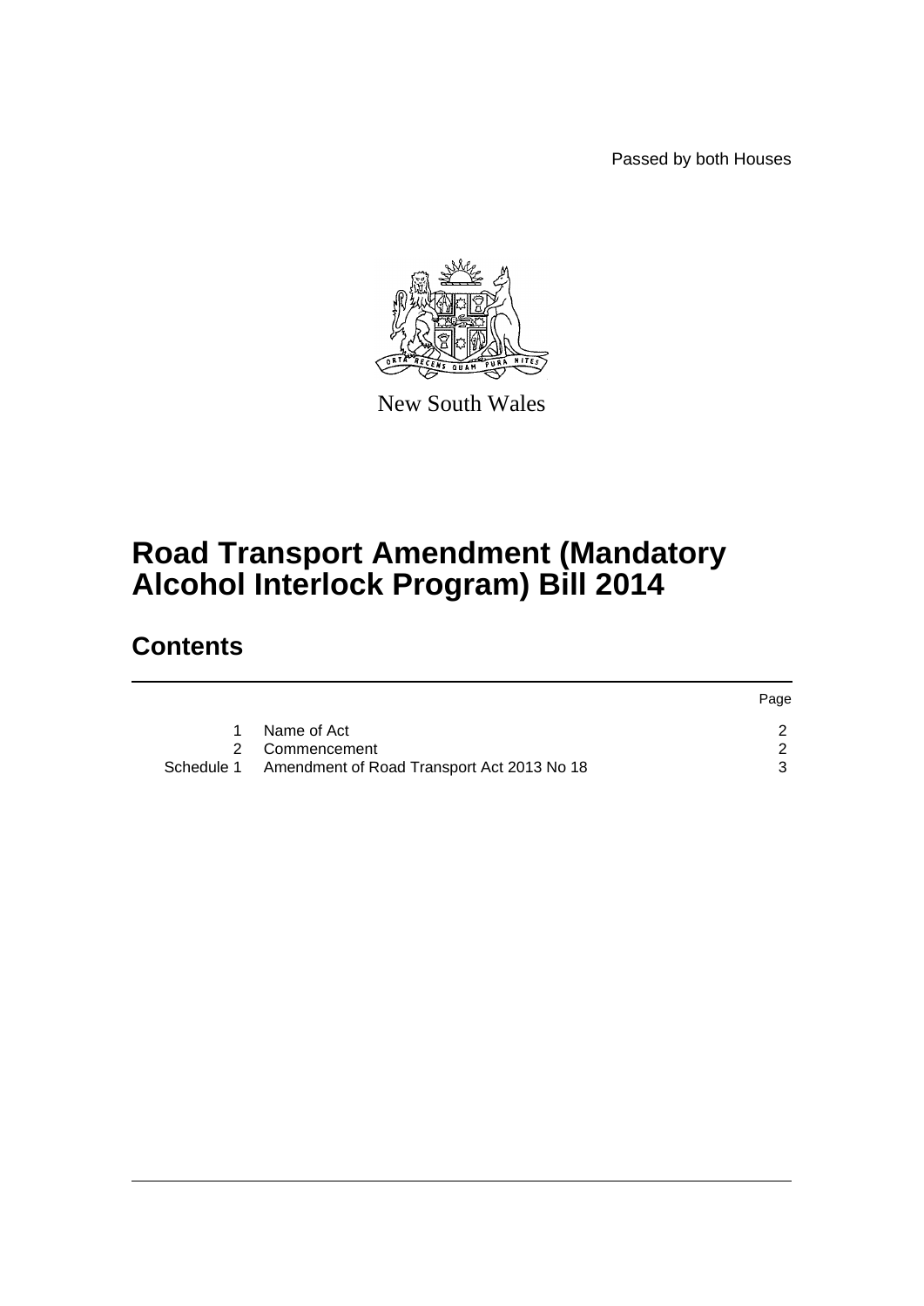Passed by both Houses

New South Wales

# Road Transport Amendment (Mandatory Alcohol Interlock Program) Bill 2014

## Contents

| | | Page |
|---|---|---|
| 1 | Name of Act | 2 |
| 2 | Commencement | 2 |
| Schedule 1 | Amendment of Road Transport Act 2013 No 18 | 3 |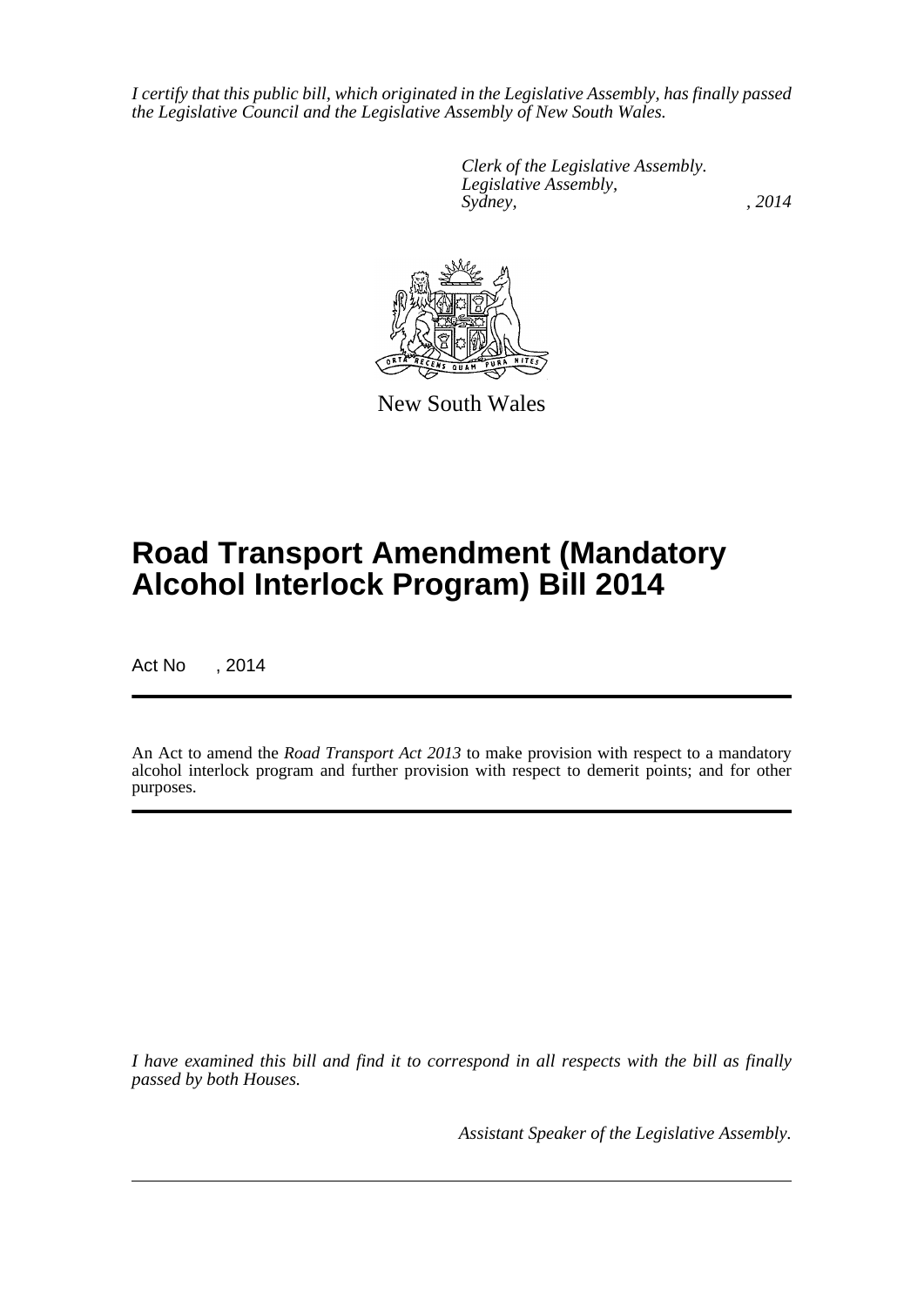*I certify that this public bill, which originated in the Legislative Assembly, has finally passed the Legislative Council and the Legislative Assembly of New South Wales.*

*Clerk of the Legislative Assembly.*
*Legislative Assembly,*
*Sydney, , 2014*

New South Wales

# Road Transport Amendment (Mandatory Alcohol Interlock Program) Bill 2014

Act No , 2014

An Act to amend the *Road Transport Act 2013* to make provision with respect to a mandatory alcohol interlock program and further provision with respect to demerit points; and for other purposes.

*I have examined this bill and find it to correspond in all respects with the bill as finally passed by both Houses.*

*Assistant Speaker of the Legislative Assembly.*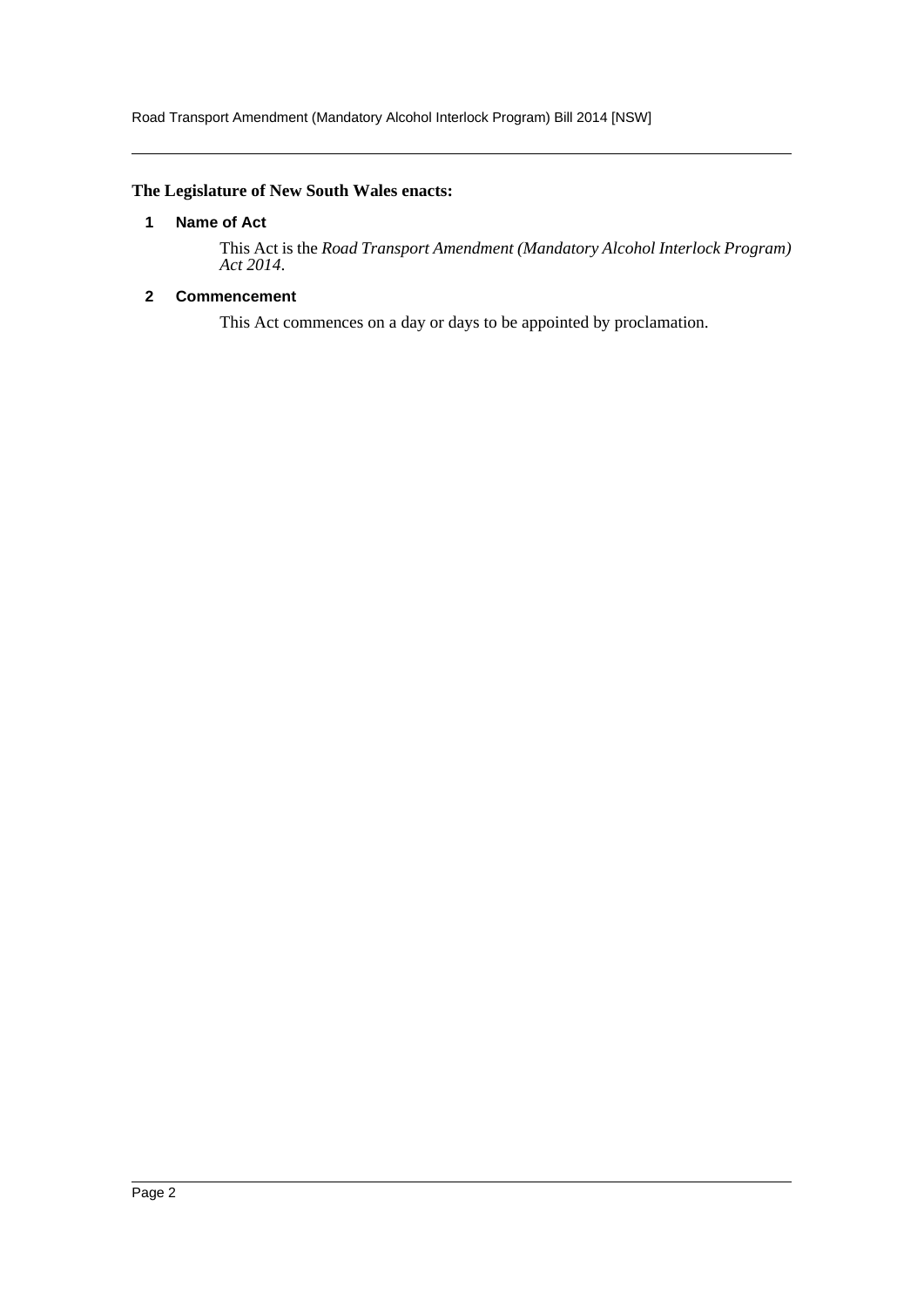**The Legislature of New South Wales enacts:**

## 1 Name of Act

This Act is the *Road Transport Amendment (Mandatory Alcohol Interlock Program) Act 2014*.

## 2 Commencement

This Act commences on a day or days to be appointed by proclamation.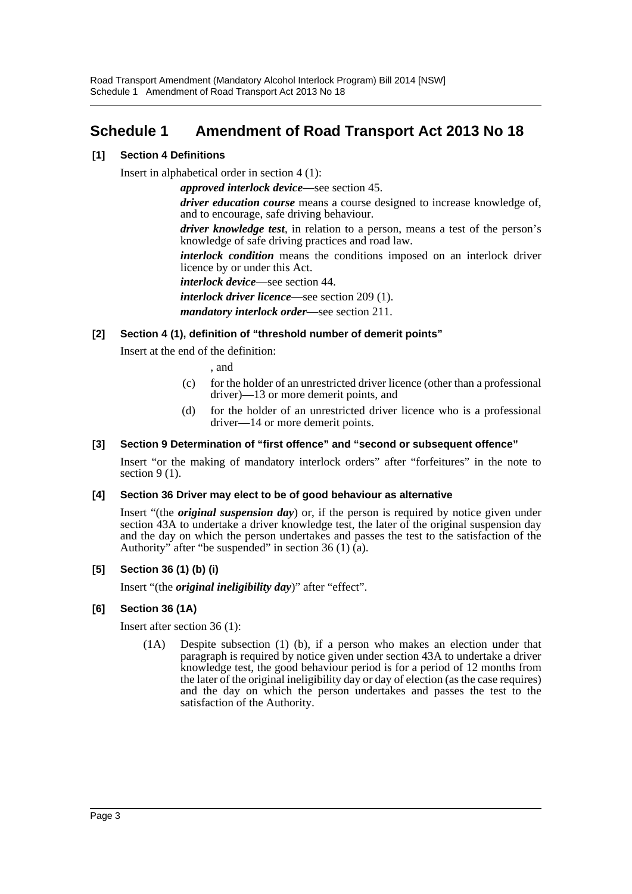# Schedule 1 Amendment of Road Transport Act 2013 No 18

### [1] Section 4 Definitions

Insert in alphabetical order in section 4 (1):

> ***approved interlock device***—see section 45.
>
> ***driver education course*** means a course designed to increase knowledge of, and to encourage, safe driving behaviour.
>
> ***driver knowledge test***, in relation to a person, means a test of the person's knowledge of safe driving practices and road law.
>
> ***interlock condition*** means the conditions imposed on an interlock driver licence by or under this Act.
>
> ***interlock device***—see section 44.
>
> ***interlock driver licence***—see section 209 (1).
>
> ***mandatory interlock order***—see section 211.

### [2] Section 4 (1), definition of "threshold number of demerit points"

Insert at the end of the definition:

> , and
>
> (c) for the holder of an unrestricted driver licence (other than a professional driver)—13 or more demerit points, and
>
> (d) for the holder of an unrestricted driver licence who is a professional driver—14 or more demerit points.

### [3] Section 9 Determination of "first offence" and "second or subsequent offence"

Insert "or the making of mandatory interlock orders" after "forfeitures" in the note to section 9 (1).

### [4] Section 36 Driver may elect to be of good behaviour as alternative

Insert "(the ***original suspension day***) or, if the person is required by notice given under section 43A to undertake a driver knowledge test, the later of the original suspension day and the day on which the person undertakes and passes the test to the satisfaction of the Authority" after "be suspended" in section 36 (1) (a).

### [5] Section 36 (1) (b) (i)

Insert "(the ***original ineligibility day***)" after "effect".

### [6] Section 36 (1A)

Insert after section 36 (1):

> (1A) Despite subsection (1) (b), if a person who makes an election under that paragraph is required by notice given under section 43A to undertake a driver knowledge test, the good behaviour period is for a period of 12 months from the later of the original ineligibility day or day of election (as the case requires) and the day on which the person undertakes and passes the test to the satisfaction of the Authority.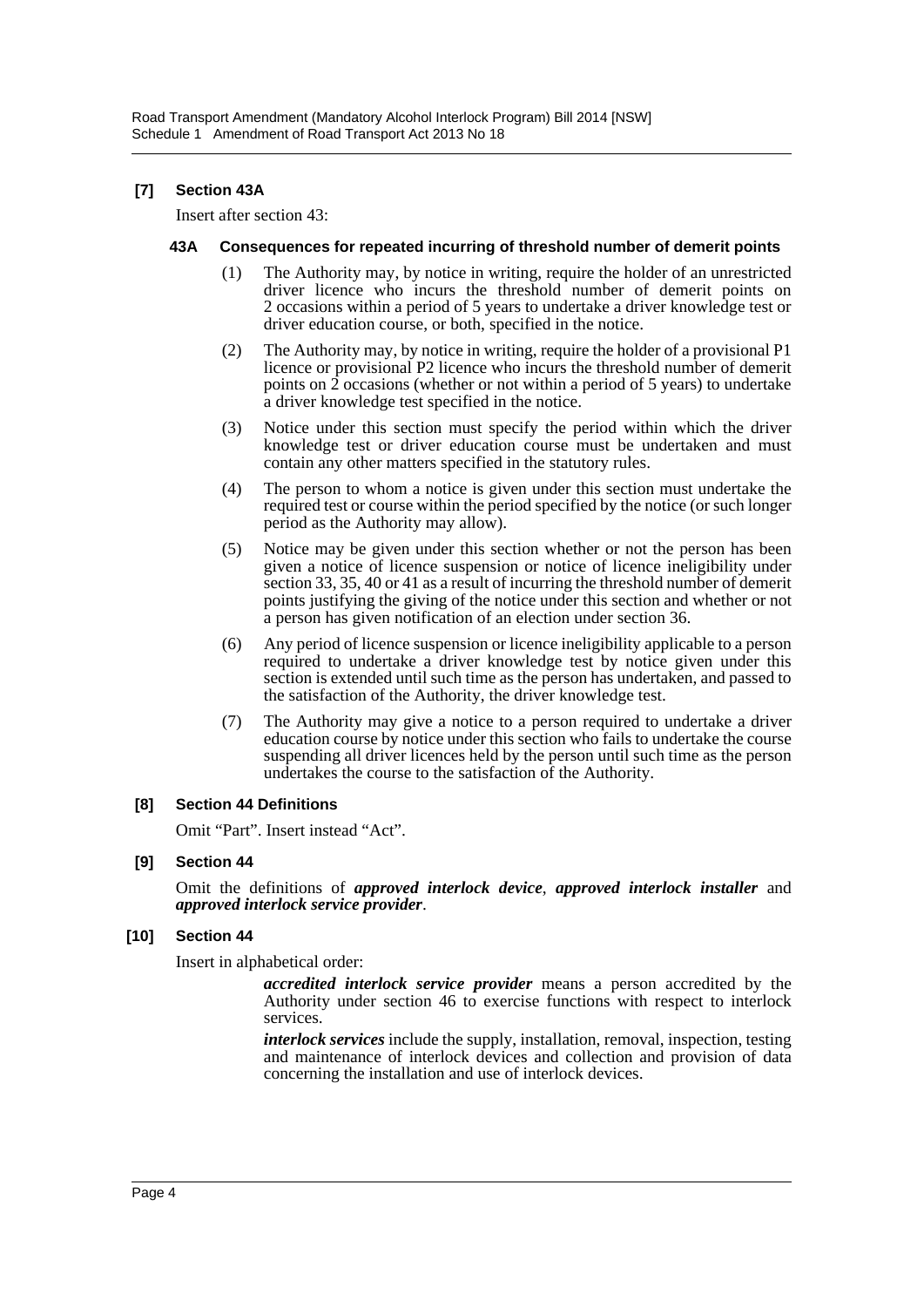### [7] Section 43A

Insert after section 43:

#### 43A Consequences for repeated incurring of threshold number of demerit points

(1) The Authority may, by notice in writing, require the holder of an unrestricted driver licence who incurs the threshold number of demerit points on 2 occasions within a period of 5 years to undertake a driver knowledge test or driver education course, or both, specified in the notice.

(2) The Authority may, by notice in writing, require the holder of a provisional P1 licence or provisional P2 licence who incurs the threshold number of demerit points on 2 occasions (whether or not within a period of 5 years) to undertake a driver knowledge test specified in the notice.

(3) Notice under this section must specify the period within which the driver knowledge test or driver education course must be undertaken and must contain any other matters specified in the statutory rules.

(4) The person to whom a notice is given under this section must undertake the required test or course within the period specified by the notice (or such longer period as the Authority may allow).

(5) Notice may be given under this section whether or not the person has been given a notice of licence suspension or notice of licence ineligibility under section 33, 35, 40 or 41 as a result of incurring the threshold number of demerit points justifying the giving of the notice under this section and whether or not a person has given notification of an election under section 36.

(6) Any period of licence suspension or licence ineligibility applicable to a person required to undertake a driver knowledge test by notice given under this section is extended until such time as the person has undertaken, and passed to the satisfaction of the Authority, the driver knowledge test.

(7) The Authority may give a notice to a person required to undertake a driver education course by notice under this section who fails to undertake the course suspending all driver licences held by the person until such time as the person undertakes the course to the satisfaction of the Authority.

### [8] Section 44 Definitions

Omit "Part". Insert instead "Act".

### [9] Section 44

Omit the definitions of ***approved interlock device***, ***approved interlock installer*** and ***approved interlock service provider***.

### [10] Section 44

Insert in alphabetical order:

***accredited interlock service provider*** means a person accredited by the Authority under section 46 to exercise functions with respect to interlock services.

***interlock services*** include the supply, installation, removal, inspection, testing and maintenance of interlock devices and collection and provision of data concerning the installation and use of interlock devices.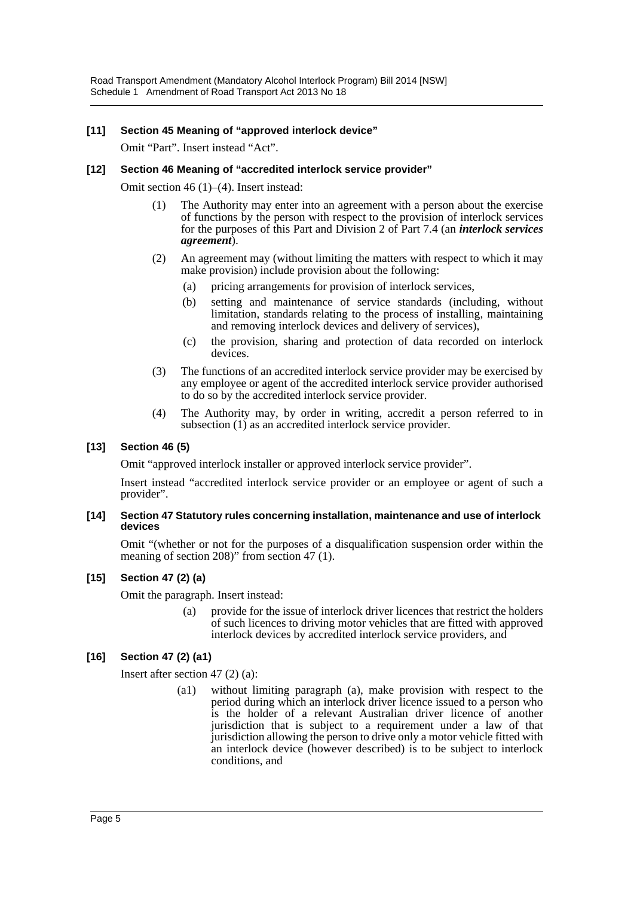**[11] Section 45 Meaning of "approved interlock device"**

Omit "Part". Insert instead "Act".

**[12] Section 46 Meaning of "accredited interlock service provider"**

Omit section 46 (1)–(4). Insert instead:

> (1) The Authority may enter into an agreement with a person about the exercise of functions by the person with respect to the provision of interlock services for the purposes of this Part and Division 2 of Part 7.4 (an ***interlock services agreement***).
>
> (2) An agreement may (without limiting the matters with respect to which it may make provision) include provision about the following:
>
> > (a) pricing arrangements for provision of interlock services,
> >
> > (b) setting and maintenance of service standards (including, without limitation, standards relating to the process of installing, maintaining and removing interlock devices and delivery of services),
> >
> > (c) the provision, sharing and protection of data recorded on interlock devices.
>
> (3) The functions of an accredited interlock service provider may be exercised by any employee or agent of the accredited interlock service provider authorised to do so by the accredited interlock service provider.
>
> (4) The Authority may, by order in writing, accredit a person referred to in subsection (1) as an accredited interlock service provider.

**[13] Section 46 (5)**

Omit "approved interlock installer or approved interlock service provider".

Insert instead "accredited interlock service provider or an employee or agent of such a provider".

**[14] Section 47 Statutory rules concerning installation, maintenance and use of interlock devices**

Omit "(whether or not for the purposes of a disqualification suspension order within the meaning of section 208)" from section 47 (1).

**[15] Section 47 (2) (a)**

Omit the paragraph. Insert instead:

> (a) provide for the issue of interlock driver licences that restrict the holders of such licences to driving motor vehicles that are fitted with approved interlock devices by accredited interlock service providers, and

**[16] Section 47 (2) (a1)**

Insert after section 47 (2) (a):

> (a1) without limiting paragraph (a), make provision with respect to the period during which an interlock driver licence issued to a person who is the holder of a relevant Australian driver licence of another jurisdiction that is subject to a requirement under a law of that jurisdiction allowing the person to drive only a motor vehicle fitted with an interlock device (however described) is to be subject to interlock conditions, and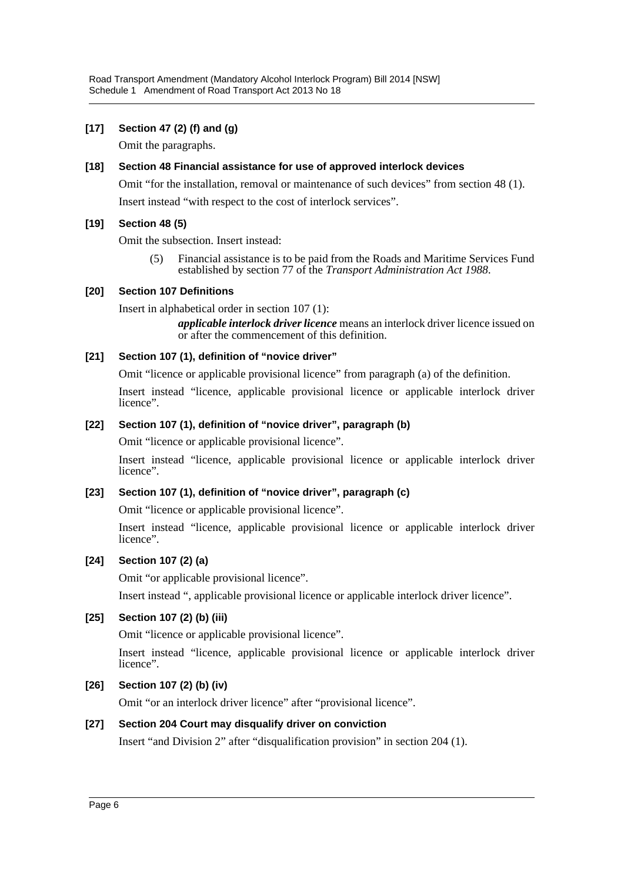**[17] Section 47 (2) (f) and (g)**

Omit the paragraphs.

**[18] Section 48 Financial assistance for use of approved interlock devices**

Omit "for the installation, removal or maintenance of such devices" from section 48 (1).

Insert instead "with respect to the cost of interlock services".

**[19] Section 48 (5)**

Omit the subsection. Insert instead:

> (5) Financial assistance is to be paid from the Roads and Maritime Services Fund established by section 77 of the *Transport Administration Act 1988*.

**[20] Section 107 Definitions**

Insert in alphabetical order in section 107 (1):

> ***applicable interlock driver licence*** means an interlock driver licence issued on or after the commencement of this definition.

**[21] Section 107 (1), definition of "novice driver"**

Omit "licence or applicable provisional licence" from paragraph (a) of the definition.

Insert instead "licence, applicable provisional licence or applicable interlock driver licence".

**[22] Section 107 (1), definition of "novice driver", paragraph (b)**

Omit "licence or applicable provisional licence".

Insert instead "licence, applicable provisional licence or applicable interlock driver licence".

**[23] Section 107 (1), definition of "novice driver", paragraph (c)**

Omit "licence or applicable provisional licence".

Insert instead "licence, applicable provisional licence or applicable interlock driver licence".

**[24] Section 107 (2) (a)**

Omit "or applicable provisional licence".

Insert instead ", applicable provisional licence or applicable interlock driver licence".

**[25] Section 107 (2) (b) (iii)**

Omit "licence or applicable provisional licence".

Insert instead "licence, applicable provisional licence or applicable interlock driver licence".

**[26] Section 107 (2) (b) (iv)**

Omit "or an interlock driver licence" after "provisional licence".

**[27] Section 204 Court may disqualify driver on conviction**

Insert "and Division 2" after "disqualification provision" in section 204 (1).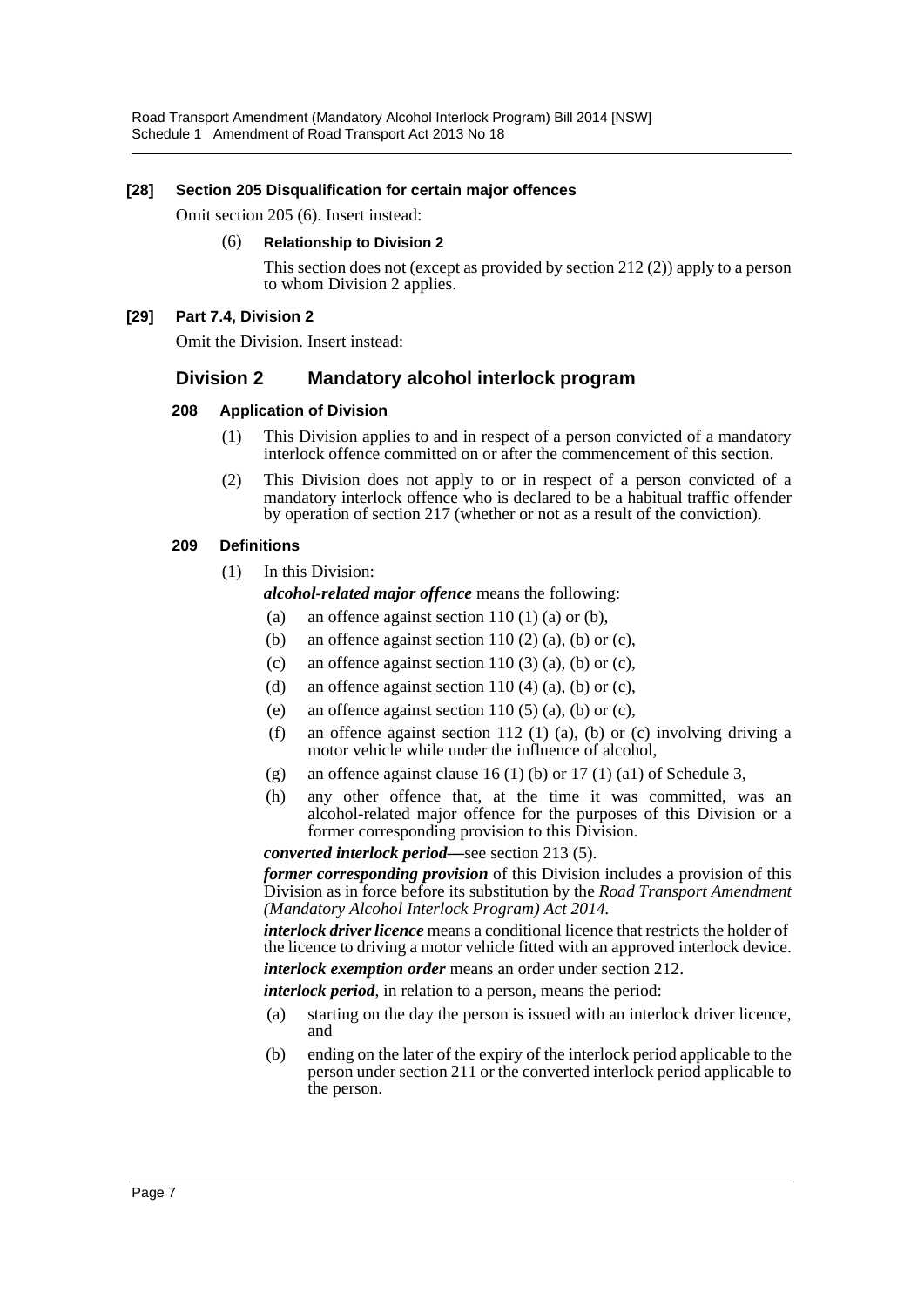**[28] Section 205 Disqualification for certain major offences**

Omit section 205 (6). Insert instead:

(6) **Relationship to Division 2**

This section does not (except as provided by section 212 (2)) apply to a person to whom Division 2 applies.

**[29] Part 7.4, Division 2**

Omit the Division. Insert instead:

## Division 2 Mandatory alcohol interlock program

### 208 Application of Division

(1) This Division applies to and in respect of a person convicted of a mandatory interlock offence committed on or after the commencement of this section.

(2) This Division does not apply to or in respect of a person convicted of a mandatory interlock offence who is declared to be a habitual traffic offender by operation of section 217 (whether or not as a result of the conviction).

### 209 Definitions

(1) In this Division:

***alcohol-related major offence*** means the following:

(a) an offence against section 110 (1) (a) or (b),

(b) an offence against section 110 (2) (a), (b) or (c),

(c) an offence against section 110 (3) (a), (b) or (c),

(d) an offence against section 110 (4) (a), (b) or (c),

(e) an offence against section 110 (5) (a), (b) or (c),

(f) an offence against section 112 (1) (a), (b) or (c) involving driving a motor vehicle while under the influence of alcohol,

(g) an offence against clause 16 (1) (b) or 17 (1) (a1) of Schedule 3,

(h) any other offence that, at the time it was committed, was an alcohol-related major offence for the purposes of this Division or a former corresponding provision to this Division.

***converted interlock period***—see section 213 (5).

***former corresponding provision*** of this Division includes a provision of this Division as in force before its substitution by the *Road Transport Amendment (Mandatory Alcohol Interlock Program) Act 2014*.

***interlock driver licence*** means a conditional licence that restricts the holder of the licence to driving a motor vehicle fitted with an approved interlock device.

***interlock exemption order*** means an order under section 212.

***interlock period***, in relation to a person, means the period:

(a) starting on the day the person is issued with an interlock driver licence, and

(b) ending on the later of the expiry of the interlock period applicable to the person under section 211 or the converted interlock period applicable to the person.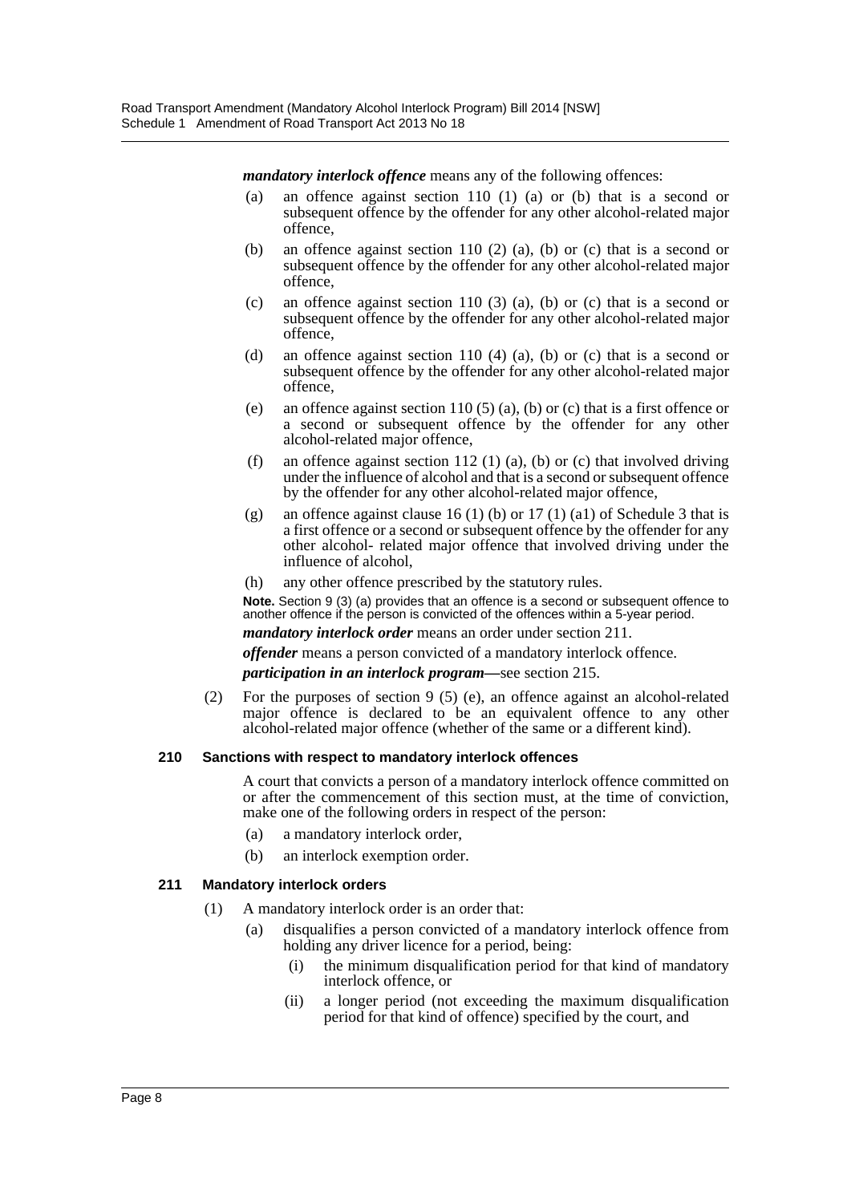***mandatory interlock offence*** means any of the following offences:

- (a) an offence against section 110 (1) (a) or (b) that is a second or subsequent offence by the offender for any other alcohol-related major offence,
- (b) an offence against section 110 (2) (a), (b) or (c) that is a second or subsequent offence by the offender for any other alcohol-related major offence,
- (c) an offence against section 110 (3) (a), (b) or (c) that is a second or subsequent offence by the offender for any other alcohol-related major offence,
- (d) an offence against section 110 (4) (a), (b) or (c) that is a second or subsequent offence by the offender for any other alcohol-related major offence,
- (e) an offence against section 110 (5) (a), (b) or (c) that is a first offence or a second or subsequent offence by the offender for any other alcohol-related major offence,
- (f) an offence against section 112 (1) (a), (b) or (c) that involved driving under the influence of alcohol and that is a second or subsequent offence by the offender for any other alcohol-related major offence,
- (g) an offence against clause 16 (1) (b) or 17 (1) (a1) of Schedule 3 that is a first offence or a second or subsequent offence by the offender for any other alcohol- related major offence that involved driving under the influence of alcohol,
- (h) any other offence prescribed by the statutory rules.

**Note.** Section 9 (3) (a) provides that an offence is a second or subsequent offence to another offence if the person is convicted of the offences within a 5-year period.

***mandatory interlock order*** means an order under section 211.

***offender*** means a person convicted of a mandatory interlock offence.

***participation in an interlock program***—see section 215.

(2) For the purposes of section 9 (5) (e), an offence against an alcohol-related major offence is declared to be an equivalent offence to any other alcohol-related major offence (whether of the same or a different kind).

#### 210 Sanctions with respect to mandatory interlock offences

A court that convicts a person of a mandatory interlock offence committed on or after the commencement of this section must, at the time of conviction, make one of the following orders in respect of the person:

- (a) a mandatory interlock order,
- (b) an interlock exemption order.

#### 211 Mandatory interlock orders

(1) A mandatory interlock order is an order that:

- (a) disqualifies a person convicted of a mandatory interlock offence from holding any driver licence for a period, being:
  - (i) the minimum disqualification period for that kind of mandatory interlock offence, or
  - (ii) a longer period (not exceeding the maximum disqualification period for that kind of offence) specified by the court, and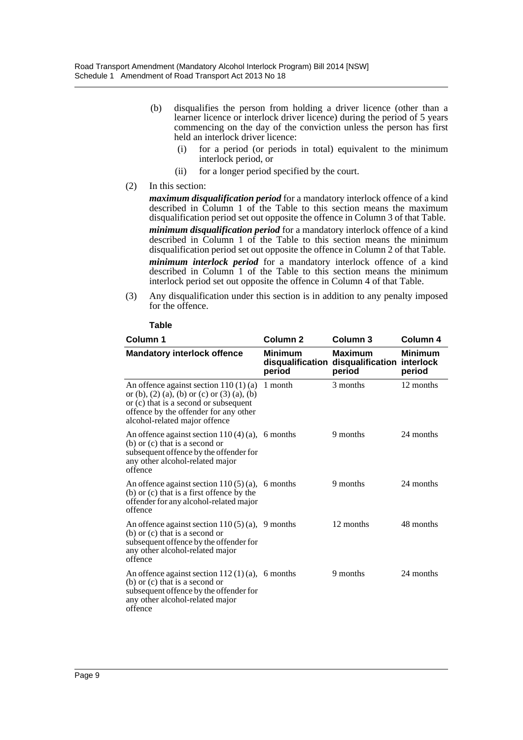(b) disqualifies the person from holding a driver licence (other than a learner licence or interlock driver licence) during the period of 5 years commencing on the day of the conviction unless the person has first held an interlock driver licence:

  (i) for a period (or periods in total) equivalent to the minimum interlock period, or

  (ii) for a longer period specified by the court.

(2) In this section:

***maximum disqualification period*** for a mandatory interlock offence of a kind described in Column 1 of the Table to this section means the maximum disqualification period set out opposite the offence in Column 3 of that Table.

***minimum disqualification period*** for a mandatory interlock offence of a kind described in Column 1 of the Table to this section means the minimum disqualification period set out opposite the offence in Column 2 of that Table.

***minimum interlock period*** for a mandatory interlock offence of a kind described in Column 1 of the Table to this section means the minimum interlock period set out opposite the offence in Column 4 of that Table.

(3) Any disqualification under this section is in addition to any penalty imposed for the offence.

**Table**

| Column 1 | Column 2 | Column 3 | Column 4 |
|---|---|---|---|
| **Mandatory interlock offence** | **Minimum disqualification period** | **Maximum disqualification period** | **Minimum interlock period** |
| An offence against section 110 (1) (a) or (b), (2) (a), (b) or (c) or (3) (a), (b) or (c) that is a second or subsequent offence by the offender for any other alcohol-related major offence | 1 month | 3 months | 12 months |
| An offence against section 110 (4) (a), (b) or (c) that is a second or subsequent offence by the offender for any other alcohol-related major offence | 6 months | 9 months | 24 months |
| An offence against section 110 (5) (a), (b) or (c) that is a first offence by the offender for any alcohol-related major offence | 6 months | 9 months | 24 months |
| An offence against section 110 (5) (a), (b) or (c) that is a second or subsequent offence by the offender for any other alcohol-related major offence | 9 months | 12 months | 48 months |
| An offence against section 112 (1) (a), (b) or (c) that is a second or subsequent offence by the offender for any other alcohol-related major offence | 6 months | 9 months | 24 months |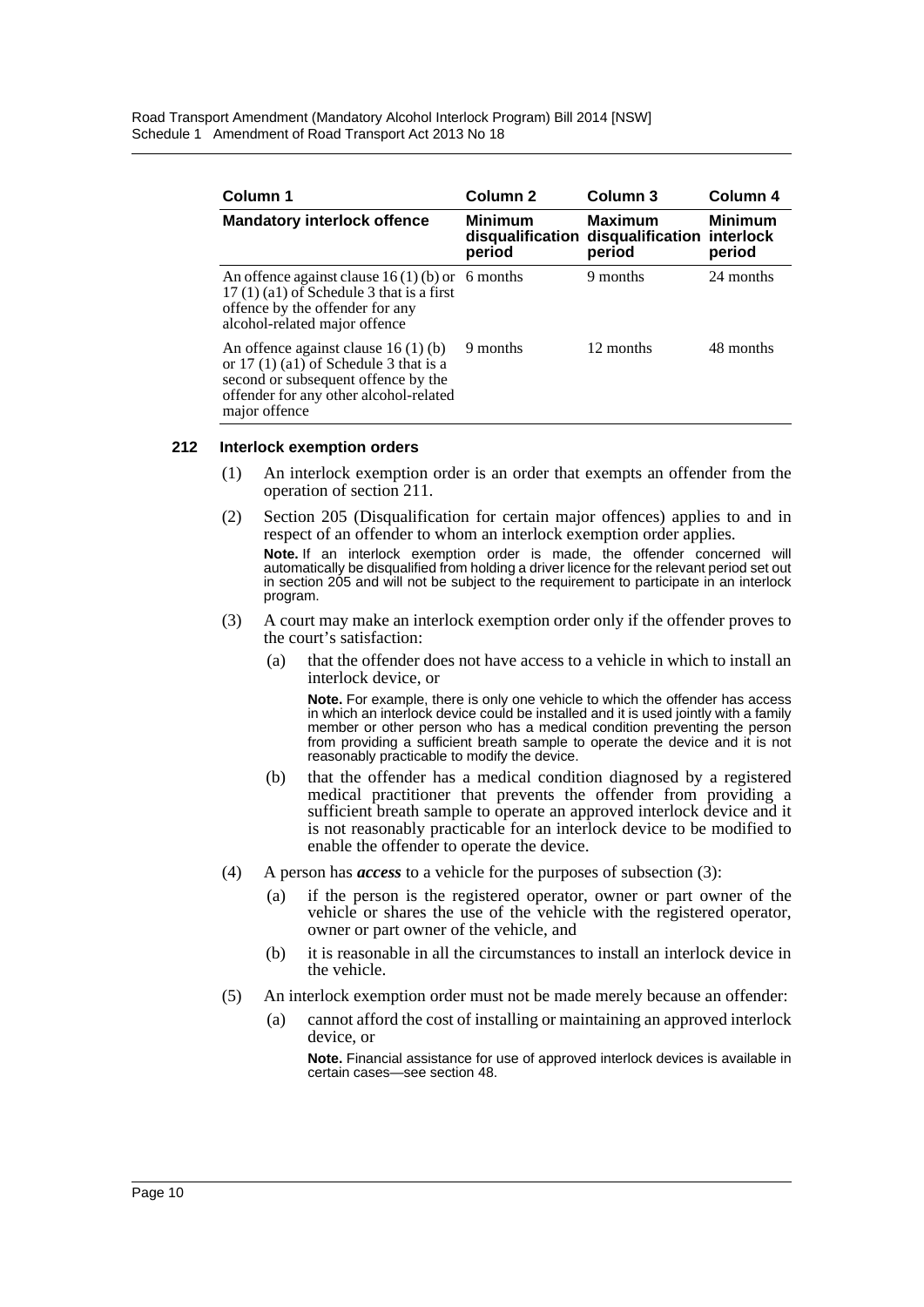| Column 1 | Column 2 | Column 3 | Column 4 |
|---|---|---|---|
| **Mandatory interlock offence** | **Minimum disqualification period** | **Maximum disqualification period** | **Minimum interlock period** |
| An offence against clause 16 (1) (b) or 17 (1) (a1) of Schedule 3 that is a first offence by the offender for any alcohol-related major offence | 6 months | 9 months | 24 months |
| An offence against clause 16 (1) (b) or 17 (1) (a1) of Schedule 3 that is a second or subsequent offence by the offender for any other alcohol-related major offence | 9 months | 12 months | 48 months |

**212 Interlock exemption orders**

(1) An interlock exemption order is an order that exempts an offender from the operation of section 211.

(2) Section 205 (Disqualification for certain major offences) applies to and in respect of an offender to whom an interlock exemption order applies.

**Note.** If an interlock exemption order is made, the offender concerned will automatically be disqualified from holding a driver licence for the relevant period set out in section 205 and will not be subject to the requirement to participate in an interlock program.

(3) A court may make an interlock exemption order only if the offender proves to the court's satisfaction:

(a) that the offender does not have access to a vehicle in which to install an interlock device, or

**Note.** For example, there is only one vehicle to which the offender has access in which an interlock device could be installed and it is used jointly with a family member or other person who has a medical condition preventing the person from providing a sufficient breath sample to operate the device and it is not reasonably practicable to modify the device.

(b) that the offender has a medical condition diagnosed by a registered medical practitioner that prevents the offender from providing a sufficient breath sample to operate an approved interlock device and it is not reasonably practicable for an interlock device to be modified to enable the offender to operate the device.

(4) A person has ***access*** to a vehicle for the purposes of subsection (3):

(a) if the person is the registered operator, owner or part owner of the vehicle or shares the use of the vehicle with the registered operator, owner or part owner of the vehicle, and

(b) it is reasonable in all the circumstances to install an interlock device in the vehicle.

(5) An interlock exemption order must not be made merely because an offender:

(a) cannot afford the cost of installing or maintaining an approved interlock device, or

**Note.** Financial assistance for use of approved interlock devices is available in certain cases—see section 48.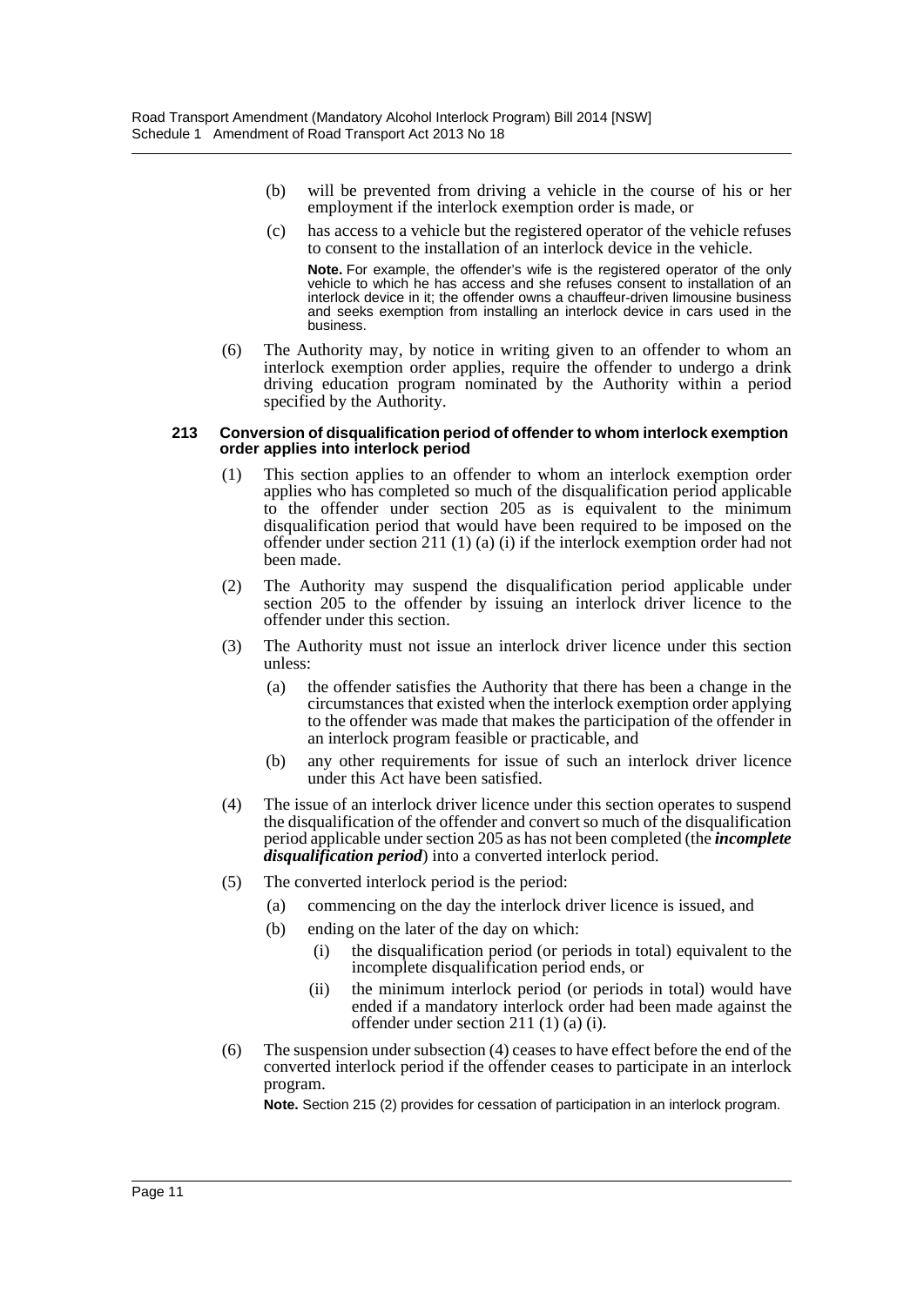(b) will be prevented from driving a vehicle in the course of his or her employment if the interlock exemption order is made, or

(c) has access to a vehicle but the registered operator of the vehicle refuses to consent to the installation of an interlock device in the vehicle.

**Note.** For example, the offender's wife is the registered operator of the only vehicle to which he has access and she refuses consent to installation of an interlock device in it; the offender owns a chauffeur-driven limousine business and seeks exemption from installing an interlock device in cars used in the business.

(6) The Authority may, by notice in writing given to an offender to whom an interlock exemption order applies, require the offender to undergo a drink driving education program nominated by the Authority within a period specified by the Authority.

#### 213 Conversion of disqualification period of offender to whom interlock exemption order applies into interlock period

(1) This section applies to an offender to whom an interlock exemption order applies who has completed so much of the disqualification period applicable to the offender under section 205 as is equivalent to the minimum disqualification period that would have been required to be imposed on the offender under section 211 (1) (a) (i) if the interlock exemption order had not been made.

(2) The Authority may suspend the disqualification period applicable under section 205 to the offender by issuing an interlock driver licence to the offender under this section.

(3) The Authority must not issue an interlock driver licence under this section unless:

(a) the offender satisfies the Authority that there has been a change in the circumstances that existed when the interlock exemption order applying to the offender was made that makes the participation of the offender in an interlock program feasible or practicable, and

(b) any other requirements for issue of such an interlock driver licence under this Act have been satisfied.

(4) The issue of an interlock driver licence under this section operates to suspend the disqualification of the offender and convert so much of the disqualification period applicable under section 205 as has not been completed (the ***incomplete disqualification period***) into a converted interlock period.

(5) The converted interlock period is the period:

(a) commencing on the day the interlock driver licence is issued, and

(b) ending on the later of the day on which:

(i) the disqualification period (or periods in total) equivalent to the incomplete disqualification period ends, or

(ii) the minimum interlock period (or periods in total) would have ended if a mandatory interlock order had been made against the offender under section 211 (1) (a) (i).

(6) The suspension under subsection (4) ceases to have effect before the end of the converted interlock period if the offender ceases to participate in an interlock program.

**Note.** Section 215 (2) provides for cessation of participation in an interlock program.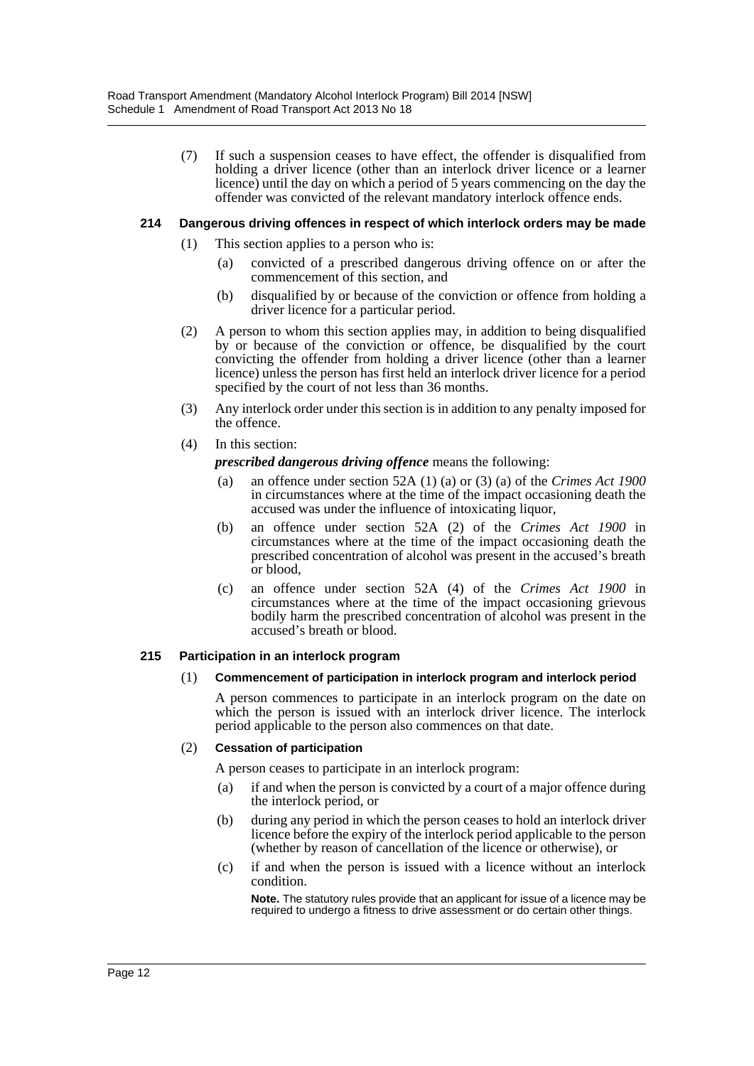(7) If such a suspension ceases to have effect, the offender is disqualified from holding a driver licence (other than an interlock driver licence or a learner licence) until the day on which a period of 5 years commencing on the day the offender was convicted of the relevant mandatory interlock offence ends.

### 214 Dangerous driving offences in respect of which interlock orders may be made

(1) This section applies to a person who is:

- (a) convicted of a prescribed dangerous driving offence on or after the commencement of this section, and
- (b) disqualified by or because of the conviction or offence from holding a driver licence for a particular period.

(2) A person to whom this section applies may, in addition to being disqualified by or because of the conviction or offence, be disqualified by the court convicting the offender from holding a driver licence (other than a learner licence) unless the person has first held an interlock driver licence for a period specified by the court of not less than 36 months.

(3) Any interlock order under this section is in addition to any penalty imposed for the offence.

(4) In this section:

***prescribed dangerous driving offence*** means the following:

- (a) an offence under section 52A (1) (a) or (3) (a) of the *Crimes Act 1900* in circumstances where at the time of the impact occasioning death the accused was under the influence of intoxicating liquor,
- (b) an offence under section 52A (2) of the *Crimes Act 1900* in circumstances where at the time of the impact occasioning death the prescribed concentration of alcohol was present in the accused's breath or blood,
- (c) an offence under section 52A (4) of the *Crimes Act 1900* in circumstances where at the time of the impact occasioning grievous bodily harm the prescribed concentration of alcohol was present in the accused's breath or blood.

### 215 Participation in an interlock program

(1) **Commencement of participation in interlock program and interlock period**

A person commences to participate in an interlock program on the date on which the person is issued with an interlock driver licence. The interlock period applicable to the person also commences on that date.

(2) **Cessation of participation**

A person ceases to participate in an interlock program:

- (a) if and when the person is convicted by a court of a major offence during the interlock period, or
- (b) during any period in which the person ceases to hold an interlock driver licence before the expiry of the interlock period applicable to the person (whether by reason of cancellation of the licence or otherwise), or
- (c) if and when the person is issued with a licence without an interlock condition.

**Note.** The statutory rules provide that an applicant for issue of a licence may be required to undergo a fitness to drive assessment or do certain other things.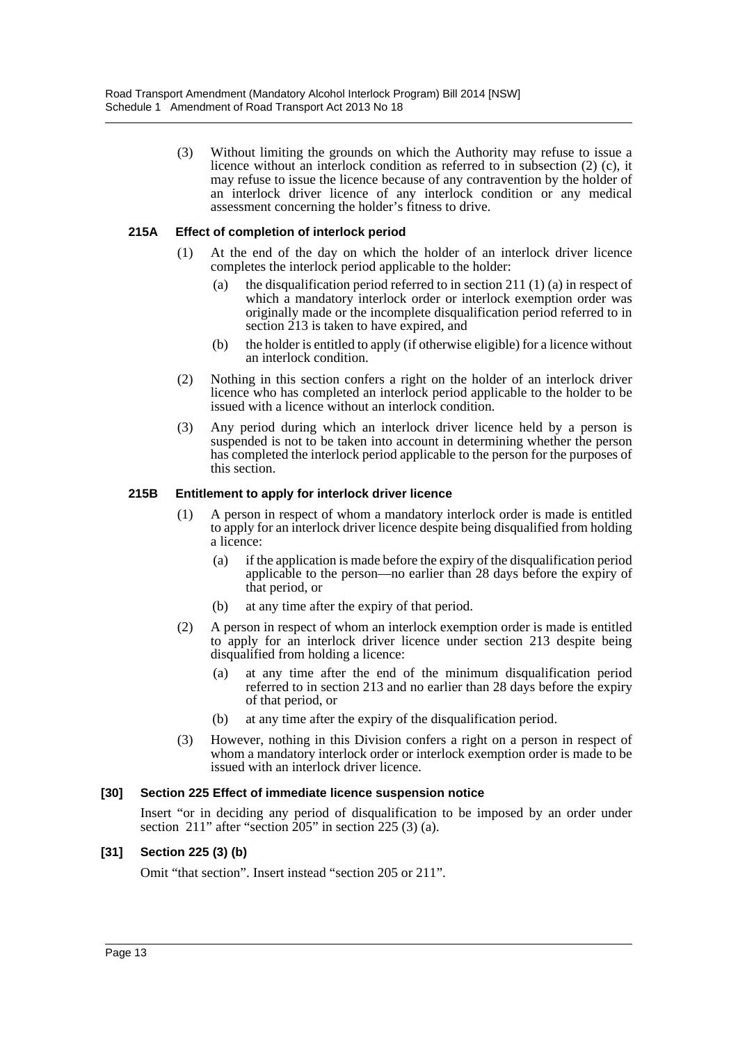(3) Without limiting the grounds on which the Authority may refuse to issue a licence without an interlock condition as referred to in subsection (2) (c), it may refuse to issue the licence because of any contravention by the holder of an interlock driver licence of any interlock condition or any medical assessment concerning the holder's fitness to drive.

#### 215A Effect of completion of interlock period

(1) At the end of the day on which the holder of an interlock driver licence completes the interlock period applicable to the holder:

(a) the disqualification period referred to in section 211 (1) (a) in respect of which a mandatory interlock order or interlock exemption order was originally made or the incomplete disqualification period referred to in section 213 is taken to have expired, and

(b) the holder is entitled to apply (if otherwise eligible) for a licence without an interlock condition.

(2) Nothing in this section confers a right on the holder of an interlock driver licence who has completed an interlock period applicable to the holder to be issued with a licence without an interlock condition.

(3) Any period during which an interlock driver licence held by a person is suspended is not to be taken into account in determining whether the person has completed the interlock period applicable to the person for the purposes of this section.

#### 215B Entitlement to apply for interlock driver licence

(1) A person in respect of whom a mandatory interlock order is made is entitled to apply for an interlock driver licence despite being disqualified from holding a licence:

(a) if the application is made before the expiry of the disqualification period applicable to the person—no earlier than 28 days before the expiry of that period, or

(b) at any time after the expiry of that period.

(2) A person in respect of whom an interlock exemption order is made is entitled to apply for an interlock driver licence under section 213 despite being disqualified from holding a licence:

(a) at any time after the end of the minimum disqualification period referred to in section 213 and no earlier than 28 days before the expiry of that period, or

(b) at any time after the expiry of the disqualification period.

(3) However, nothing in this Division confers a right on a person in respect of whom a mandatory interlock order or interlock exemption order is made to be issued with an interlock driver licence.

### [30] Section 225 Effect of immediate licence suspension notice

Insert "or in deciding any period of disqualification to be imposed by an order under section 211" after "section 205" in section 225 (3) (a).

### [31] Section 225 (3) (b)

Omit "that section". Insert instead "section 205 or 211".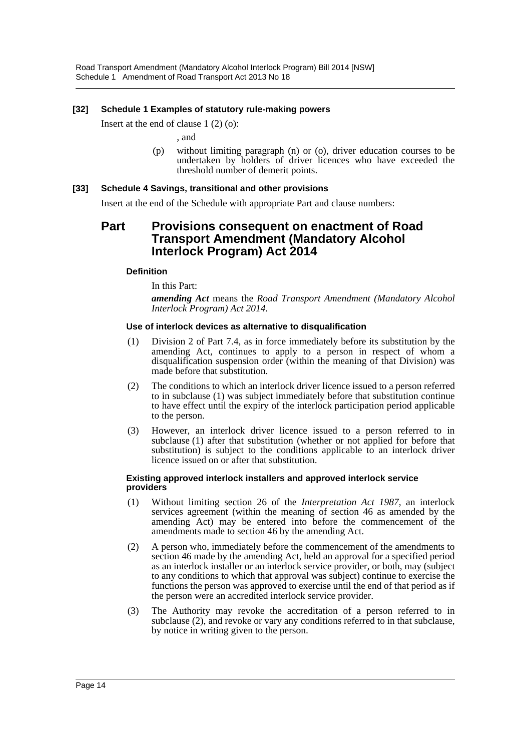**[32] Schedule 1 Examples of statutory rule-making powers**

Insert at the end of clause 1 (2) (o):

, and

(p) without limiting paragraph (n) or (o), driver education courses to be undertaken by holders of driver licences who have exceeded the threshold number of demerit points.

**[33] Schedule 4 Savings, transitional and other provisions**

Insert at the end of the Schedule with appropriate Part and clause numbers:

## Part Provisions consequent on enactment of Road Transport Amendment (Mandatory Alcohol Interlock Program) Act 2014

#### Definition

In this Part:

***amending Act*** means the *Road Transport Amendment (Mandatory Alcohol Interlock Program) Act 2014.*

#### Use of interlock devices as alternative to disqualification

(1) Division 2 of Part 7.4, as in force immediately before its substitution by the amending Act, continues to apply to a person in respect of whom a disqualification suspension order (within the meaning of that Division) was made before that substitution.

(2) The conditions to which an interlock driver licence issued to a person referred to in subclause (1) was subject immediately before that substitution continue to have effect until the expiry of the interlock participation period applicable to the person.

(3) However, an interlock driver licence issued to a person referred to in subclause (1) after that substitution (whether or not applied for before that substitution) is subject to the conditions applicable to an interlock driver licence issued on or after that substitution.

#### Existing approved interlock installers and approved interlock service providers

(1) Without limiting section 26 of the *Interpretation Act 1987*, an interlock services agreement (within the meaning of section 46 as amended by the amending Act) may be entered into before the commencement of the amendments made to section 46 by the amending Act.

(2) A person who, immediately before the commencement of the amendments to section 46 made by the amending Act, held an approval for a specified period as an interlock installer or an interlock service provider, or both, may (subject to any conditions to which that approval was subject) continue to exercise the functions the person was approved to exercise until the end of that period as if the person were an accredited interlock service provider.

(3) The Authority may revoke the accreditation of a person referred to in subclause (2), and revoke or vary any conditions referred to in that subclause, by notice in writing given to the person.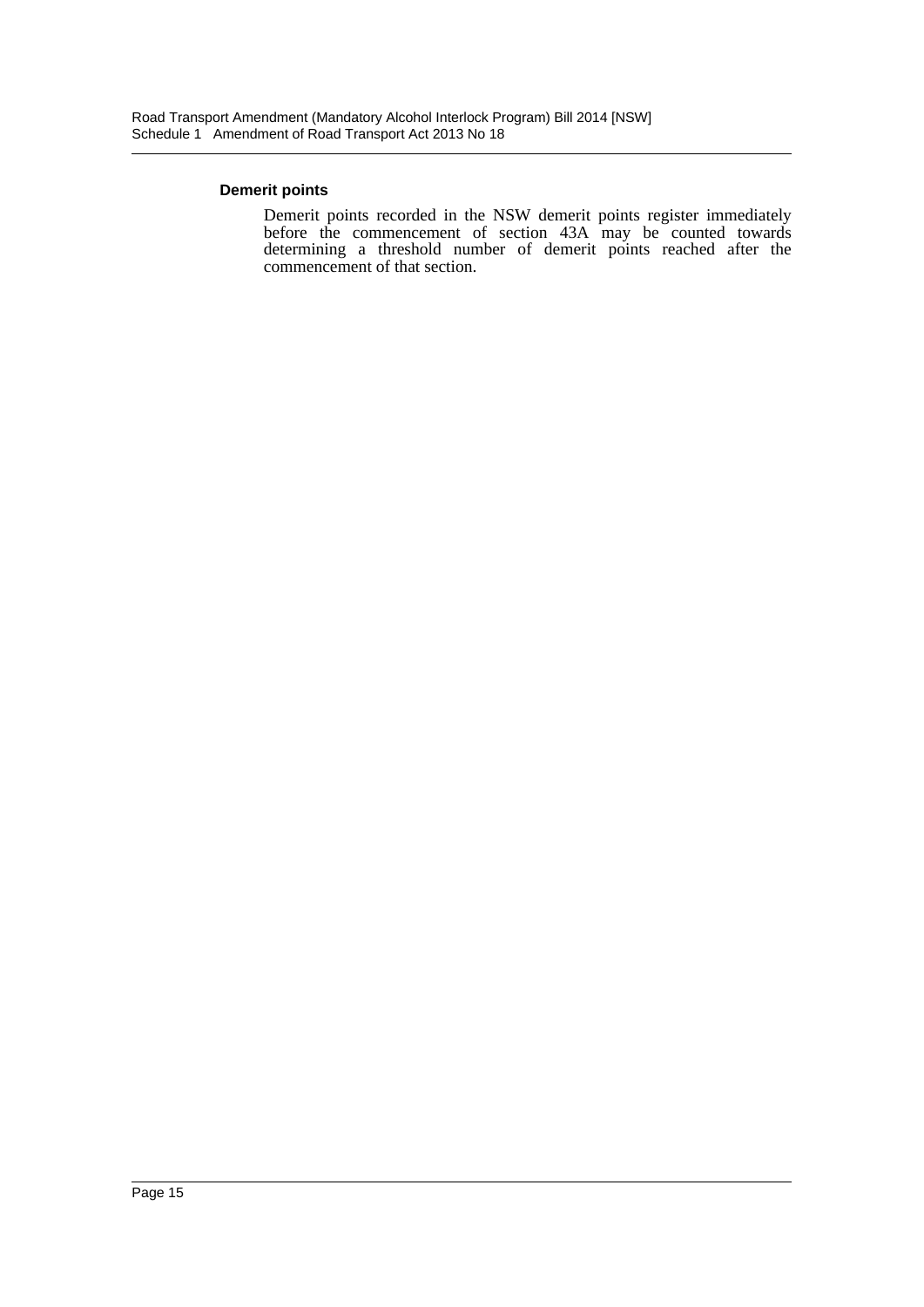#### Demerit points

Demerit points recorded in the NSW demerit points register immediately before the commencement of section 43A may be counted towards determining a threshold number of demerit points reached after the commencement of that section.